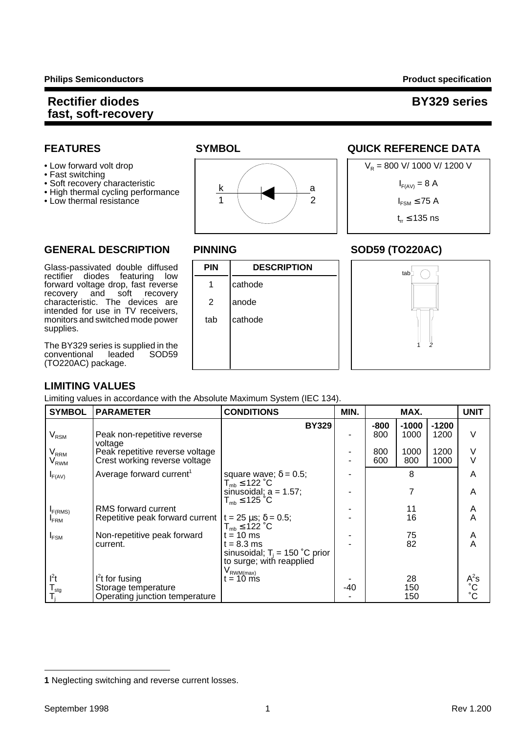# Rectifier diodes fast, soft-recovery

# BY329 series

## FEATURES

- Low forward volt drop
- Fast switching
- Soft recovery characteristic
- High thermal cycling performance
- Low thermal resistance

## SYMBOL

k 1 — a 2

## QUICK REFERENCE DATA

$V_R$ = 800 V/ 1000 V/ 1200 V

$I_{F(AV)}$ = 8 A

$I_{FSM}$ ≤ 75 A

$t_{rr}$ ≤ 135 ns

## GENERAL DESCRIPTION

Glass-passivated double diffused rectifier diodes featuring low forward voltage drop, fast reverse recovery and soft recovery characteristic. The devices are intended for use in TV receivers, monitors and switched mode power supplies.

The BY329 series is supplied in the conventional leaded SOD59 (TO220AC) package.

## PINNING

| PIN | DESCRIPTION |
|---|---|
| 1 | cathode |
| 2 | anode |
| tab | cathode |

## SOD59 (TO220AC)

## LIMITING VALUES

Limiting values in accordance with the Absolute Maximum System (IEC 134).

| SYMBOL | PARAMETER | CONDITIONS | MIN. | MAX. | | | UNIT |
|---|---|---|---|---|---|---|---|
| | | **BY329** | | **-800** | **-1000** | **-1200** | |
| $V_{RSM}$ | Peak non-repetitive reverse voltage | | - | 800 | 1000 | 1200 | V |
| $V_{RRM}$ | Peak repetitive reverse voltage | | - | 800 | 1000 | 1200 | V |
| $V_{RWM}$ | Crest working reverse voltage | | - | 600 | 800 | 1000 | V |
| $I_{F(AV)}$ | Average forward current[1] | square wave; δ = 0.5; $T_{mb}$ ≤ 122 ˚C | - | 8 | | | A |
| | | sinusoidal; a = 1.57; $T_{mb}$ ≤ 125 ˚C | - | 7 | | | A |
| $I_{F(RMS)}$ | RMS forward current | | - | 11 | | | A |
| $I_{FRM}$ | Repetitive peak forward current | t = 25 µs; δ = 0.5; $T_{mb}$ ≤ 122 ˚C | - | 16 | | | A |
| $I_{FSM}$ | Non-repetitive peak forward current. | t = 10 ms | - | 75 | | | A |
| | | t = 8.3 ms | - | 82 | | | A |
| | | sinusoidal; $T_j$ = 150 ˚C prior to surge; with reapplied $V_{RWM(max)}$ | | | | | |
| $I^2t$ | $I^2t$ for fusing | t = 10 ms | - | 28 | | | $A^2s$ |
| $T_{stg}$ | Storage temperature | | -40 | 150 | | | ˚C |
| $T_j$ | Operating junction temperature | | - | 150 | | | ˚C |

**1** Neglecting switching and reverse current losses.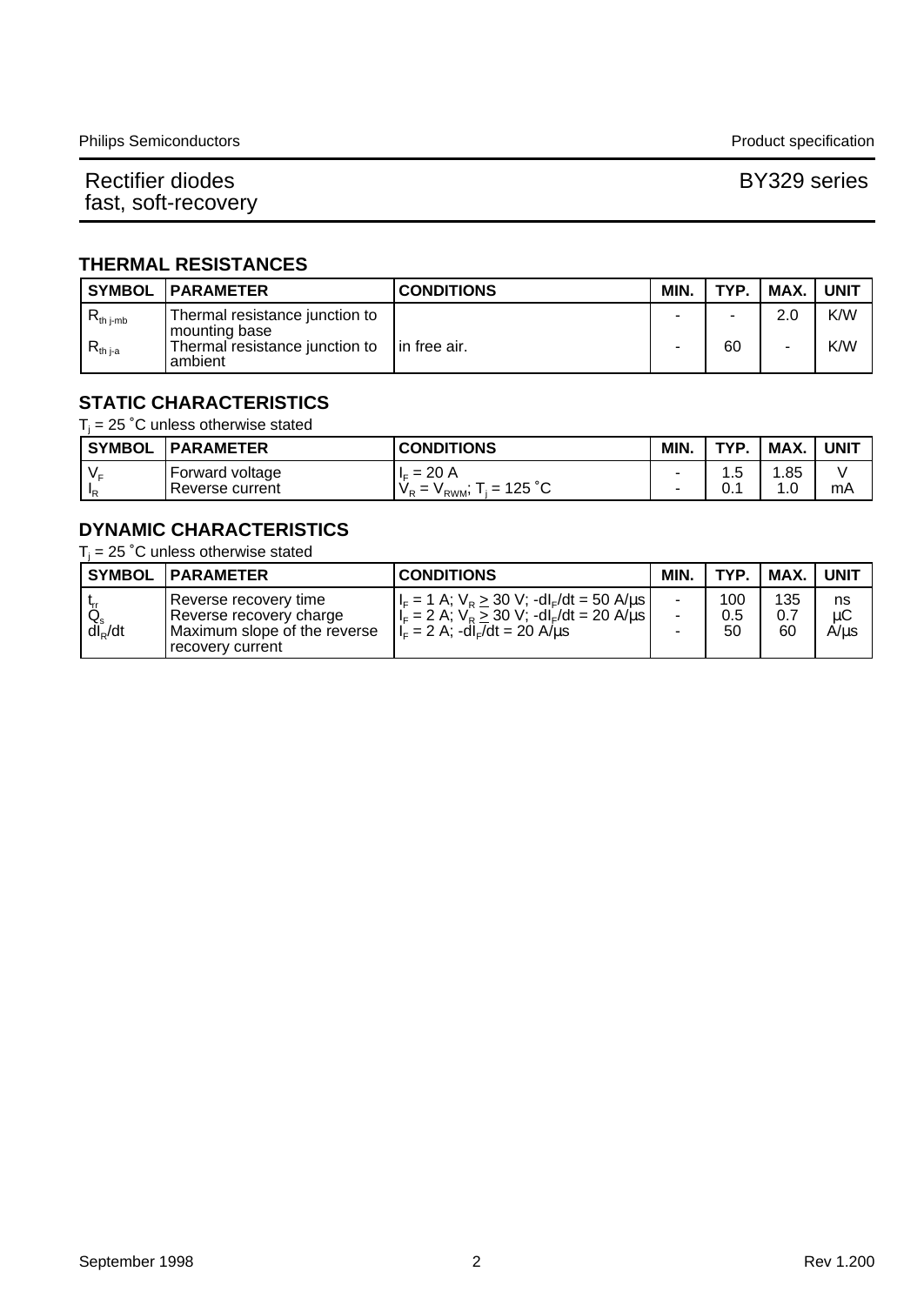## THERMAL RESISTANCES

| SYMBOL | PARAMETER | CONDITIONS | MIN. | TYP. | MAX. | UNIT |
|---|---|---|---|---|---|---|
| $R_{th\ j-mb}$ | Thermal resistance junction to mounting base | | - | - | 2.0 | K/W |
| $R_{th\ j-a}$ | Thermal resistance junction to ambient | in free air. | - | 60 | - | K/W |

## STATIC CHARACTERISTICS

$T_j$ = 25 ˚C unless otherwise stated

| SYMBOL | PARAMETER | CONDITIONS | MIN. | TYP. | MAX. | UNIT |
|---|---|---|---|---|---|---|
| $V_F$ | Forward voltage | $I_F$ = 20 A | - | 1.5 | 1.85 | V |
| $I_R$ | Reverse current | $V_R = V_{RWM}$; $T_j$ = 125 ˚C | - | 0.1 | 1.0 | mA |

## DYNAMIC CHARACTERISTICS

$T_j$ = 25 ˚C unless otherwise stated

| SYMBOL | PARAMETER | CONDITIONS | MIN. | TYP. | MAX. | UNIT |
|---|---|---|---|---|---|---|
| $t_{rr}$ | Reverse recovery time | $I_F$ = 1 A; $V_R \geq$ 30 V; $-dI_F/dt$ = 50 A/µs | - | 100 | 135 | ns |
| $Q_s$ | Reverse recovery charge | $I_F$ = 2 A; $V_R \geq$ 30 V; $-dI_F/dt$ = 20 A/µs | - | 0.5 | 0.7 | µC |
| $dI_R/dt$ | Maximum slope of the reverse recovery current | $I_F$ = 2 A; $-dI_F/dt$ = 20 A/µs | - | 50 | 60 | A/µs |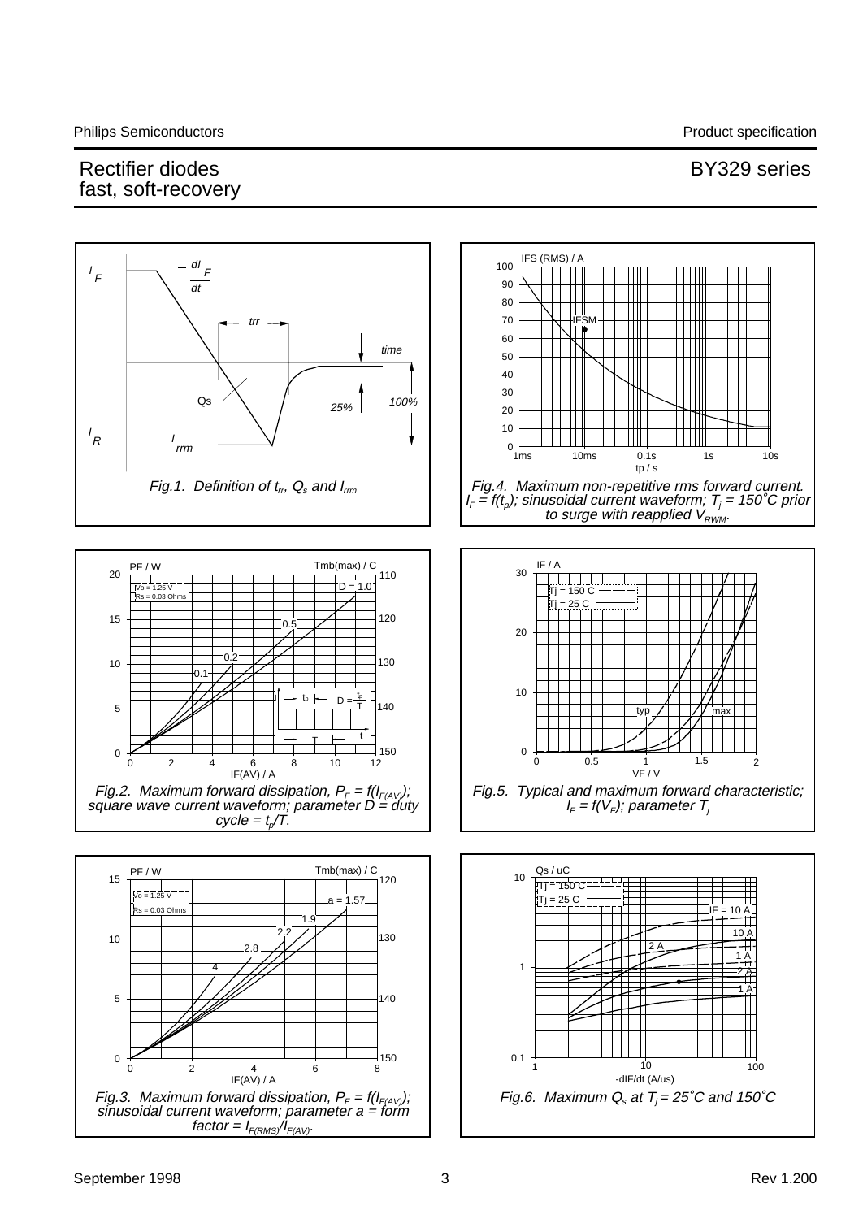Fig.1. Definition of $t_{rr}$, $Q_s$ and $I_{rrm}$

Fig.4. Maximum non-repetitive rms forward current. $I_F = f(t_p)$; sinusoidal current waveform; $T_j = 150˚C$ prior to surge with reapplied $V_{RWM}$.

Fig.2. Maximum forward dissipation, $P_F = f(I_{F(AV)})$; square wave current waveform; parameter $D$ = duty cycle = $t_p/T$.

Fig.5. Typical and maximum forward characteristic; $I_F = f(V_F)$; parameter $T_j$

Fig.3. Maximum forward dissipation, $P_F = f(I_{F(AV)})$; sinusoidal current waveform; parameter a = form factor = $I_{F(RMS)}/I_{F(AV)}$.

Fig.6. Maximum $Q_s$ at $T_j = 25˚C$ and $150˚C$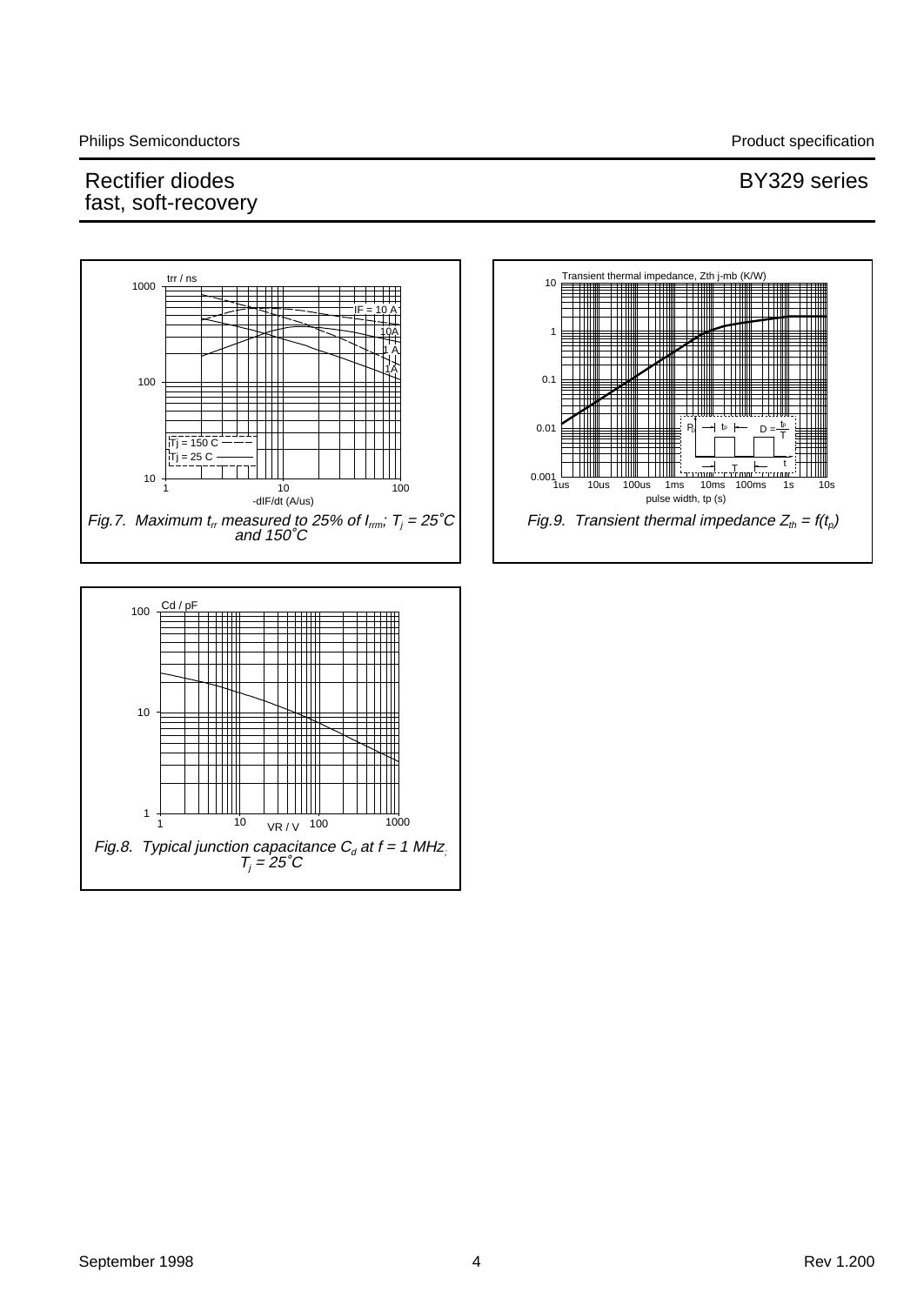Fig.7. Maximum $t_{rr}$ measured to 25% of $I_{rrm}$; $T_j$ = 25˚C and 150˚C

Fig.9. Transient thermal impedance $Z_{th} = f(t_p)$

Fig.8. Typical junction capacitance $C_d$ at f = 1 MHz; $T_j$ = 25˚C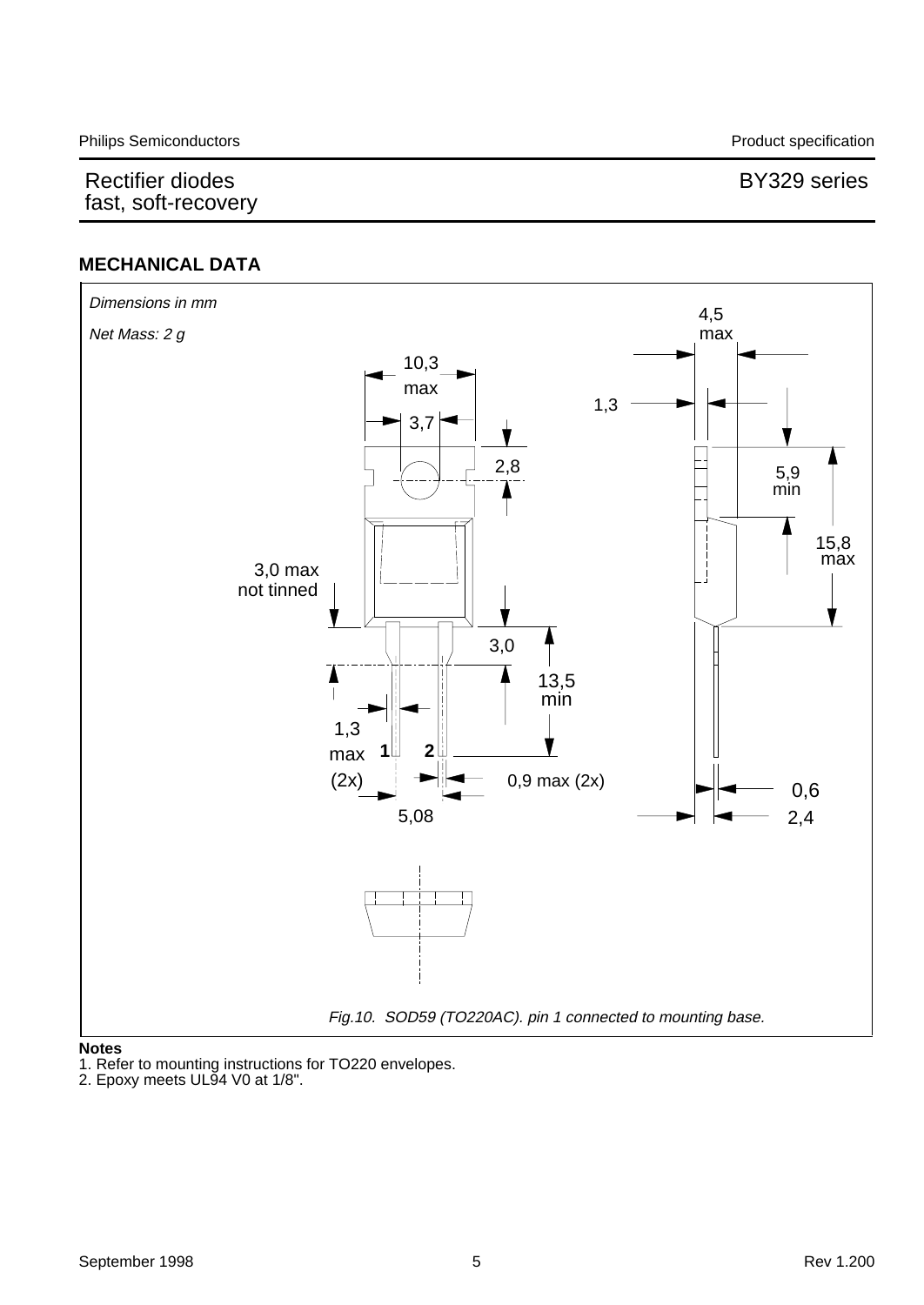## MECHANICAL DATA

*Dimensions in mm*

*Net Mass: 2 g*

*Fig.10. SOD59 (TO220AC). pin 1 connected to mounting base.*

**Notes**

1. Refer to mounting instructions for TO220 envelopes.
2. Epoxy meets UL94 V0 at 1/8".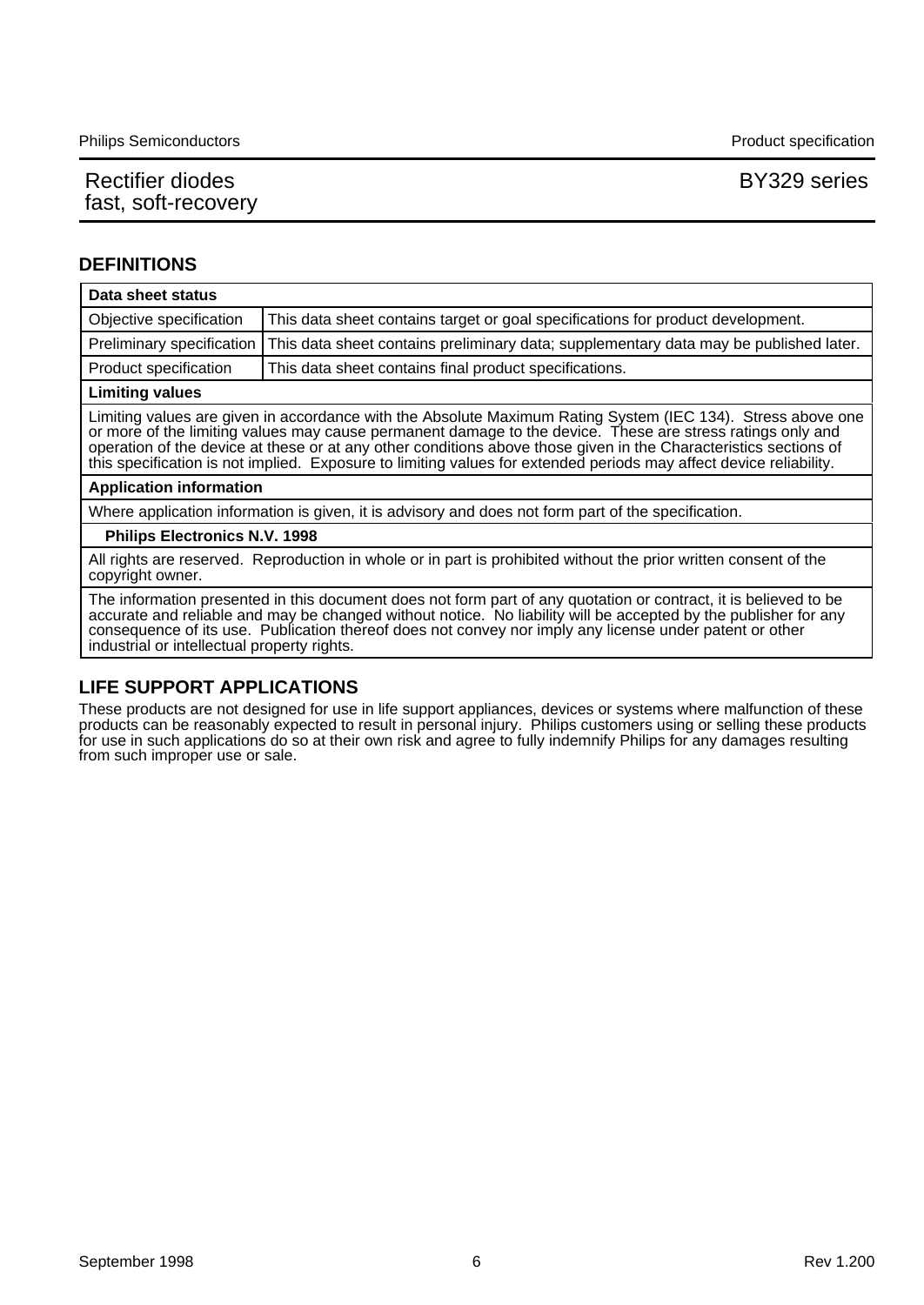## DEFINITIONS

| | |
|---|---|
| **Data sheet status** | |
| Objective specification | This data sheet contains target or goal specifications for product development. |
| Preliminary specification | This data sheet contains preliminary data; supplementary data may be published later. |
| Product specification | This data sheet contains final product specifications. |
| **Limiting values** | |
| Limiting values are given in accordance with the Absolute Maximum Rating System (IEC 134). Stress above one or more of the limiting values may cause permanent damage to the device. These are stress ratings only and operation of the device at these or at any other conditions above those given in the Characteristics sections of this specification is not implied. Exposure to limiting values for extended periods may affect device reliability. | |
| **Application information** | |
| Where application information is given, it is advisory and does not form part of the specification. | |

**Philips Electronics N.V. 1998**

All rights are reserved. Reproduction in whole or in part is prohibited without the prior written consent of the copyright owner.

The information presented in this document does not form part of any quotation or contract, it is believed to be accurate and reliable and may be changed without notice. No liability will be accepted by the publisher for any consequence of its use. Publication thereof does not convey nor imply any license under patent or other industrial or intellectual property rights.

## LIFE SUPPORT APPLICATIONS

These products are not designed for use in life support appliances, devices or systems where malfunction of these products can be reasonably expected to result in personal injury. Philips customers using or selling these products for use in such applications do so at their own risk and agree to fully indemnify Philips for any damages resulting from such improper use or sale.